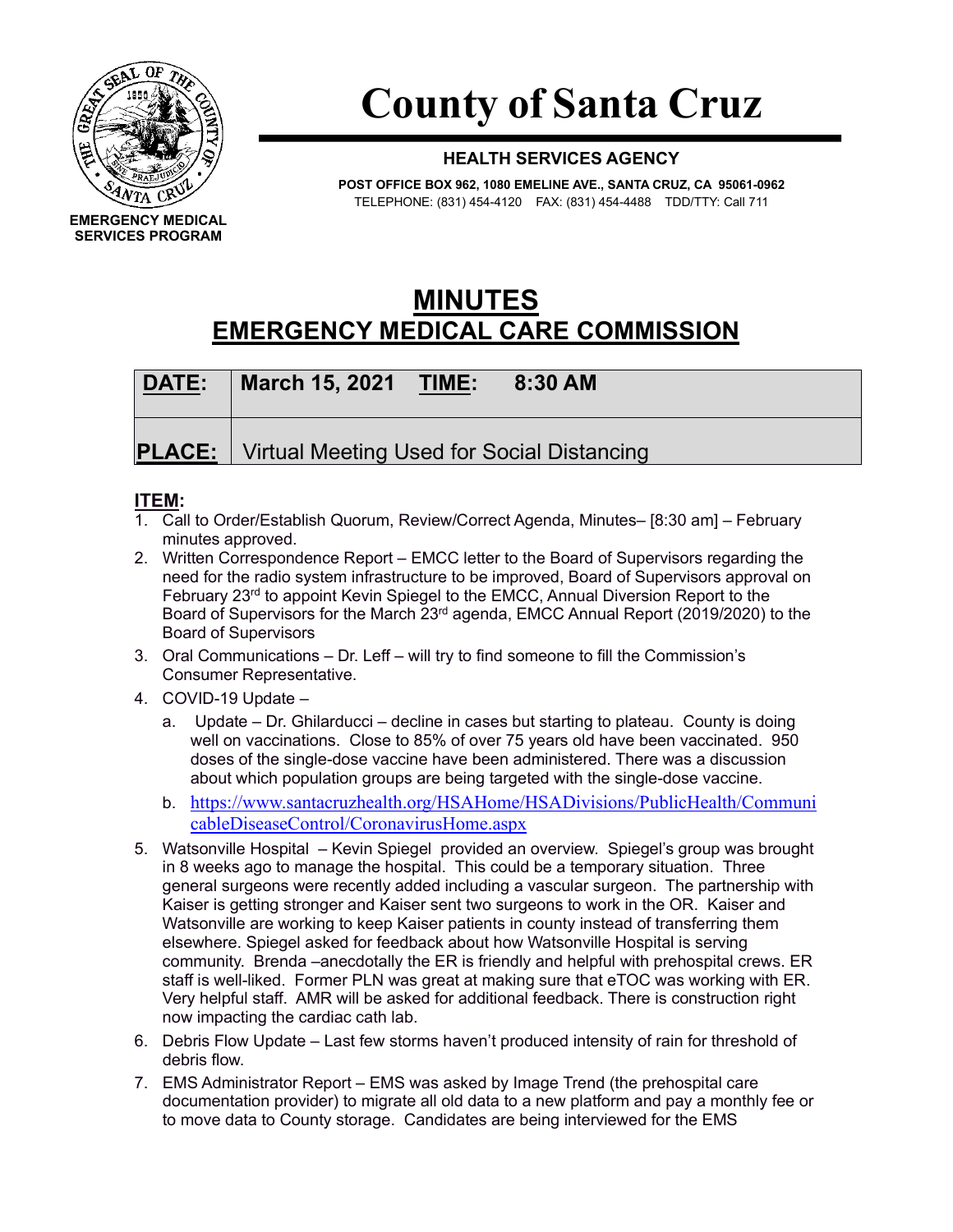# County of Santa Cruz

EMERGENCY MEDICAL SERVICES PROGRAM

**HEALTH SERVICES AGENCY**

**POST OFFICE BOX 962, 1080 EMELINE AVE., SANTA CRUZ, CA 95061-0962**
TELEPHONE: (831) 454-4120 FAX: (831) 454-4488 TDD/TTY: Call 711

## MINUTES
## EMERGENCY MEDICAL CARE COMMISSION

| **DATE:** | **March 15, 2021 TIME: 8:30 AM** |
|---|---|
| **PLACE:** | Virtual Meeting Used for Social Distancing |

**ITEM:**

1. Call to Order/Establish Quorum, Review/Correct Agenda, Minutes– [8:30 am] – February minutes approved.
2. Written Correspondence Report – EMCC letter to the Board of Supervisors regarding the need for the radio system infrastructure to be improved, Board of Supervisors approval on February 23rd to appoint Kevin Spiegel to the EMCC, Annual Diversion Report to the Board of Supervisors for the March 23rd agenda, EMCC Annual Report (2019/2020) to the Board of Supervisors
3. Oral Communications – Dr. Leff – will try to find someone to fill the Commission's Consumer Representative.
4. COVID-19 Update –
   a. Update – Dr. Ghilarducci – decline in cases but starting to plateau. County is doing well on vaccinations. Close to 85% of over 75 years old have been vaccinated. 950 doses of the single-dose vaccine have been administered. There was a discussion about which population groups are being targeted with the single-dose vaccine.
   b. https://www.santacruzhealth.org/HSAHome/HSADivisions/PublicHealth/CommunicableDiseaseControl/CoronavirusHome.aspx
5. Watsonville Hospital – Kevin Spiegel provided an overview. Spiegel's group was brought in 8 weeks ago to manage the hospital. This could be a temporary situation. Three general surgeons were recently added including a vascular surgeon. The partnership with Kaiser is getting stronger and Kaiser sent two surgeons to work in the OR. Kaiser and Watsonville are working to keep Kaiser patients in county instead of transferring them elsewhere. Spiegel asked for feedback about how Watsonville Hospital is serving community. Brenda –anecdotally the ER is friendly and helpful with prehospital crews. ER staff is well-liked. Former PLN was great at making sure that eTOC was working with ER. Very helpful staff. AMR will be asked for additional feedback. There is construction right now impacting the cardiac cath lab.
6. Debris Flow Update – Last few storms haven't produced intensity of rain for threshold of debris flow.
7. EMS Administrator Report – EMS was asked by Image Trend (the prehospital care documentation provider) to migrate all old data to a new platform and pay a monthly fee or to move data to County storage. Candidates are being interviewed for the EMS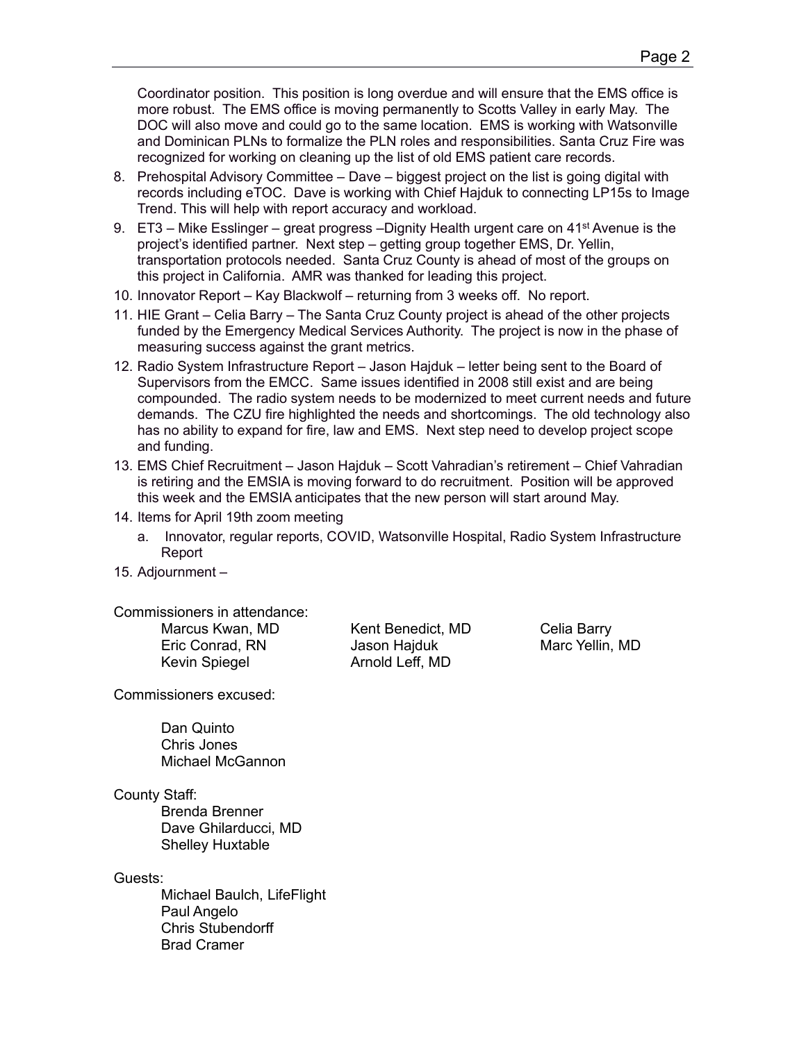Coordinator position. This position is long overdue and will ensure that the EMS office is more robust. The EMS office is moving permanently to Scotts Valley in early May. The DOC will also move and could go to the same location. EMS is working with Watsonville and Dominican PLNs to formalize the PLN roles and responsibilities. Santa Cruz Fire was recognized for working on cleaning up the list of old EMS patient care records.

8. Prehospital Advisory Committee – Dave – biggest project on the list is going digital with records including eTOC. Dave is working with Chief Hajduk to connecting LP15s to Image Trend. This will help with report accuracy and workload.
9. ET3 – Mike Esslinger – great progress –Dignity Health urgent care on 41st Avenue is the project's identified partner. Next step – getting group together EMS, Dr. Yellin, transportation protocols needed. Santa Cruz County is ahead of most of the groups on this project in California. AMR was thanked for leading this project.
10. Innovator Report – Kay Blackwolf – returning from 3 weeks off. No report.
11. HIE Grant – Celia Barry – The Santa Cruz County project is ahead of the other projects funded by the Emergency Medical Services Authority. The project is now in the phase of measuring success against the grant metrics.
12. Radio System Infrastructure Report – Jason Hajduk – letter being sent to the Board of Supervisors from the EMCC. Same issues identified in 2008 still exist and are being compounded. The radio system needs to be modernized to meet current needs and future demands. The CZU fire highlighted the needs and shortcomings. The old technology also has no ability to expand for fire, law and EMS. Next step need to develop project scope and funding.
13. EMS Chief Recruitment – Jason Hajduk – Scott Vahradian's retirement – Chief Vahradian is retiring and the EMSIA is moving forward to do recruitment. Position will be approved this week and the EMSIA anticipates that the new person will start around May.
14. Items for April 19th zoom meeting
    a. Innovator, regular reports, COVID, Watsonville Hospital, Radio System Infrastructure Report
15. Adjournment –

Commissioners in attendance:

Marcus Kwan, MD
Eric Conrad, RN
Kevin Spiegel
Kent Benedict, MD
Jason Hajduk
Arnold Leff, MD
Celia Barry
Marc Yellin, MD

Commissioners excused:

Dan Quinto
Chris Jones
Michael McGannon

County Staff:

Brenda Brenner
Dave Ghilarducci, MD
Shelley Huxtable

Guests:

Michael Baulch, LifeFlight
Paul Angelo
Chris Stubendorff
Brad Cramer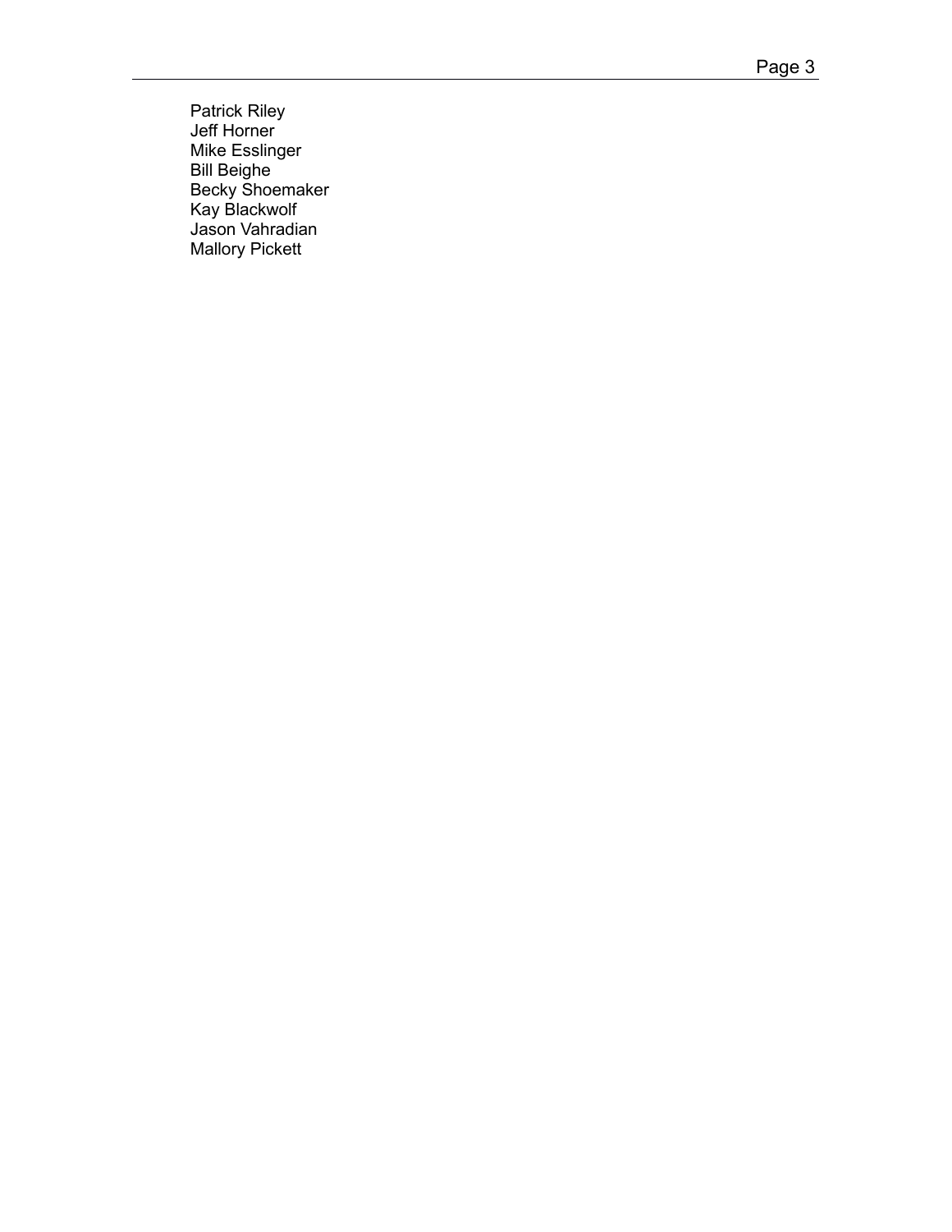Patrick Riley
Jeff Horner
Mike Esslinger
Bill Beighe
Becky Shoemaker
Kay Blackwolf
Jason Vahradian
Mallory Pickett